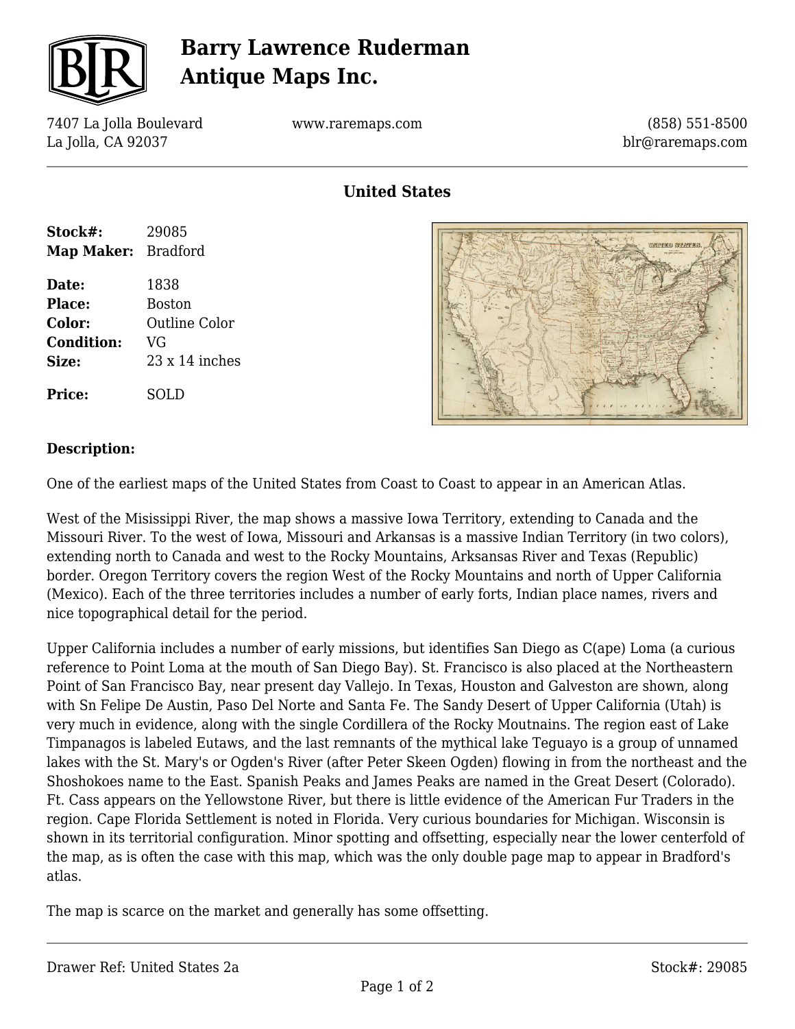# Barry Lawrence Ruderman Antique Maps Inc.

7407 La Jolla Boulevard
La Jolla, CA 92037

www.raremaps.com

(858) 551-8500
blr@raremaps.com

## United States

| | |
|---|---|
| **Stock#:** | 29085 |
| **Map Maker:** | Bradford |
| **Date:** | 1838 |
| **Place:** | Boston |
| **Color:** | Outline Color |
| **Condition:** | VG |
| **Size:** | 23 x 14 inches |
| **Price:** | SOLD |

### Description:

One of the earliest maps of the United States from Coast to Coast to appear in an American Atlas.

West of the Misissippi River, the map shows a massive Iowa Territory, extending to Canada and the Missouri River. To the west of Iowa, Missouri and Arkansas is a massive Indian Territory (in two colors), extending north to Canada and west to the Rocky Mountains, Arksansas River and Texas (Republic) border. Oregon Territory covers the region West of the Rocky Mountains and north of Upper California (Mexico). Each of the three territories includes a number of early forts, Indian place names, rivers and nice topographical detail for the period.

Upper California includes a number of early missions, but identifies San Diego as C(ape) Loma (a curious reference to Point Loma at the mouth of San Diego Bay). St. Francisco is also placed at the Northeastern Point of San Francisco Bay, near present day Vallejo. In Texas, Houston and Galveston are shown, along with Sn Felipe De Austin, Paso Del Norte and Santa Fe. The Sandy Desert of Upper California (Utah) is very much in evidence, along with the single Cordillera of the Rocky Moutnains. The region east of Lake Timpanagos is labeled Eutaws, and the last remnants of the mythical lake Teguayo is a group of unnamed lakes with the St. Mary's or Ogden's River (after Peter Skeen Ogden) flowing in from the northeast and the Shoshokoes name to the East. Spanish Peaks and James Peaks are named in the Great Desert (Colorado). Ft. Cass appears on the Yellowstone River, but there is little evidence of the American Fur Traders in the region. Cape Florida Settlement is noted in Florida. Very curious boundaries for Michigan. Wisconsin is shown in its territorial configuration. Minor spotting and offsetting, especially near the lower centerfold of the map, as is often the case with this map, which was the only double page map to appear in Bradford's atlas.

The map is scarce on the market and generally has some offsetting.

Drawer Ref: United States 2a

Stock#: 29085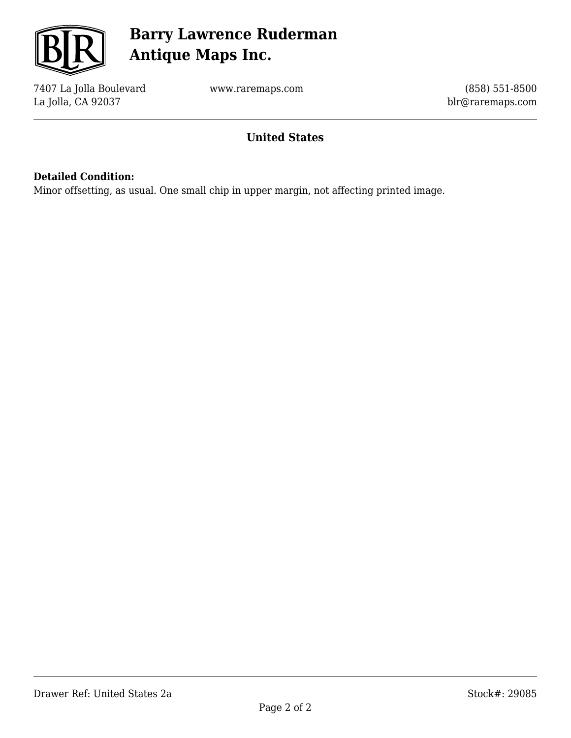## United States

**Detailed Condition:**
Minor offsetting, as usual. One small chip in upper margin, not affecting printed image.